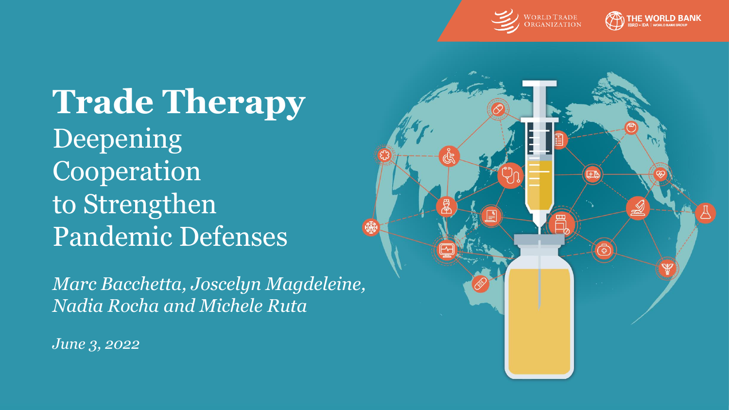World Trade Organization | The World Bank

# Trade Therapy

## Deepening Cooperation to Strengthen Pandemic Defenses

*Marc Bacchetta, Joscelyn Magdeleine, Nadia Rocha and Michele Ruta*

*June 3, 2022*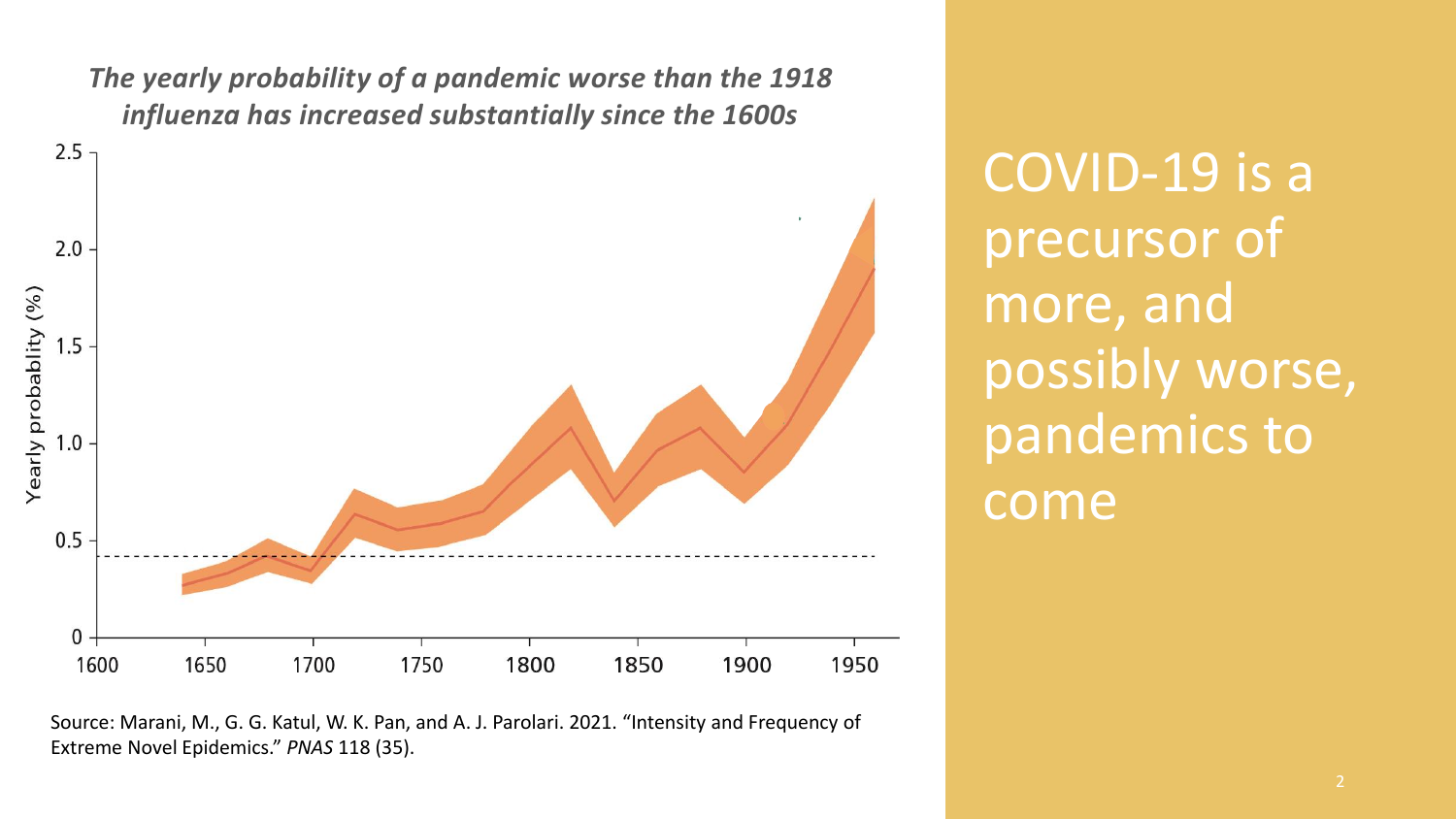***The yearly probability of a pandemic worse than the 1918 influenza has increased substantially since the 1600s***

Source: Marani, M., G. G. Katul, W. K. Pan, and A. J. Parolari. 2021. "Intensity and Frequency of Extreme Novel Epidemics." *PNAS* 118 (35).

# COVID-19 is a precursor of more, and possibly worse, pandemics to come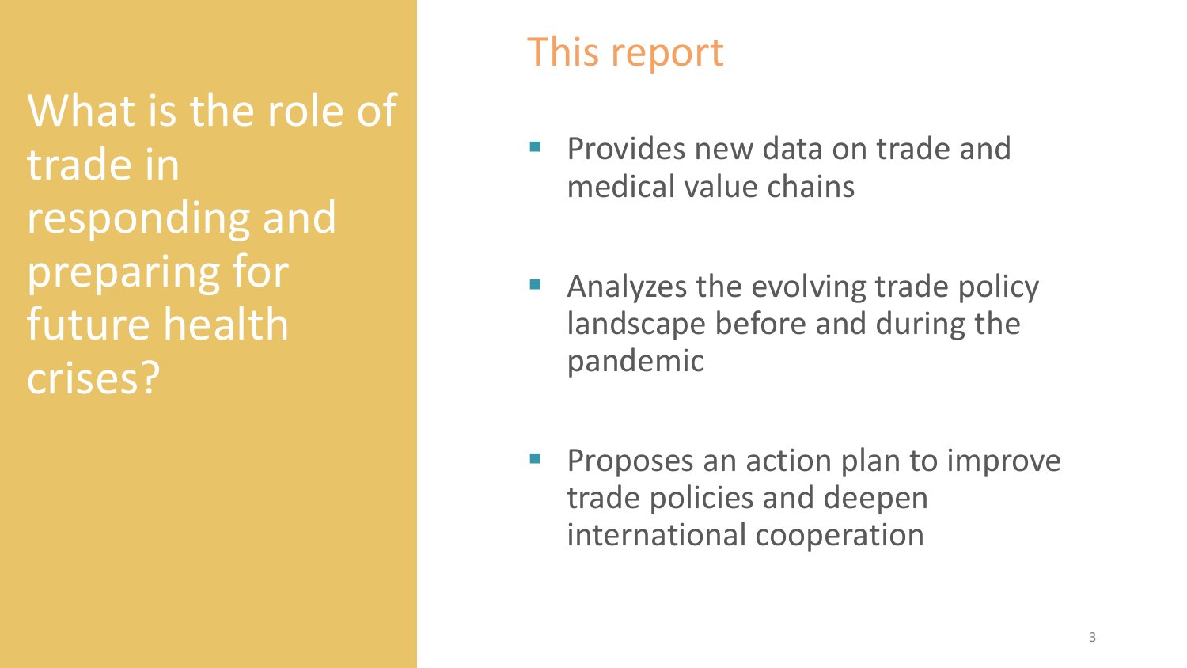What is the role of trade in responding and preparing for future health crises?

## This report

- Provides new data on trade and medical value chains
- Analyzes the evolving trade policy landscape before and during the pandemic
- Proposes an action plan to improve trade policies and deepen international cooperation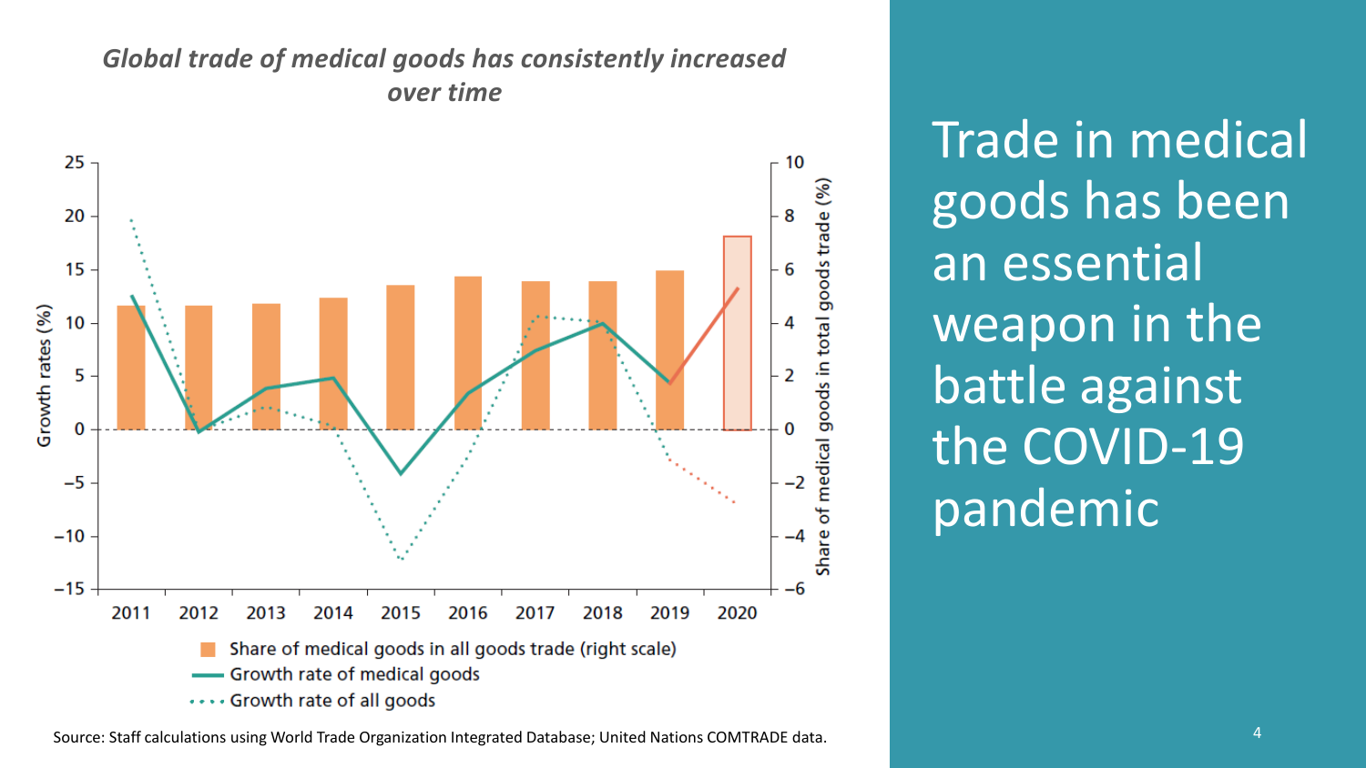*Global trade of medical goods has consistently increased over time*

Growth rates (%) | Share of medical goods in total goods trade (%)

2011 2012 2013 2014 2015 2016 2017 2018 2019 2020

- Share of medical goods in all goods trade (right scale)
- Growth rate of medical goods
- Growth rate of all goods

Source: Staff calculations using World Trade Organization Integrated Database; United Nations COMTRADE data.

# Trade in medical goods has been an essential weapon in the battle against the COVID-19 pandemic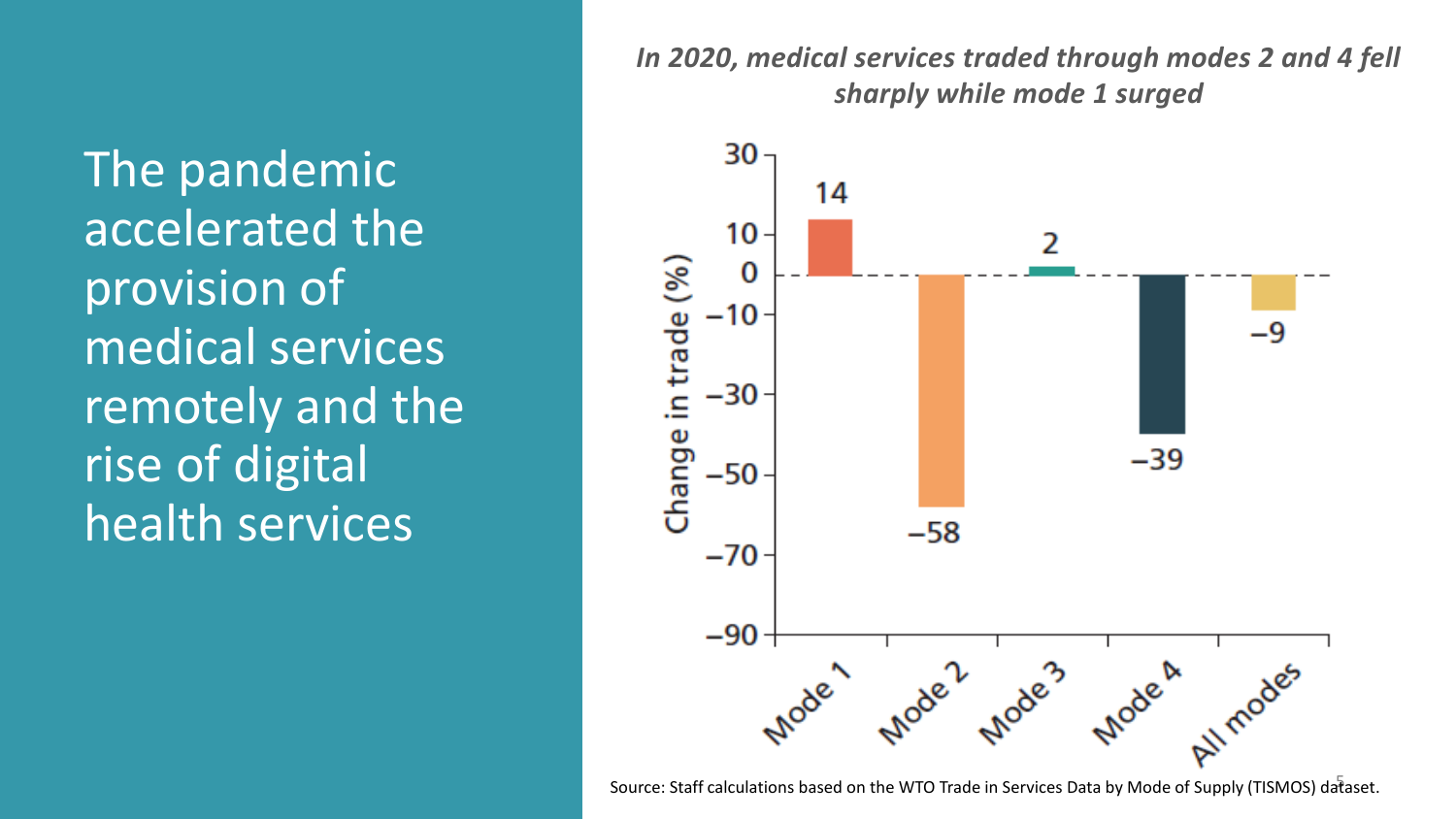# The pandemic accelerated the provision of medical services remotely and the rise of digital health services

*In 2020, medical services traded through modes 2 and 4 fell sharply while mode 1 surged*

| | Change in trade (%) |
| --- | --- |
| Mode 1 | 14 |
| Mode 2 | −58 |
| Mode 3 | 2 |
| Mode 4 | −39 |
| All modes | −9 |

Source: Staff calculations based on the WTO Trade in Services Data by Mode of Supply (TISMOS) dataset.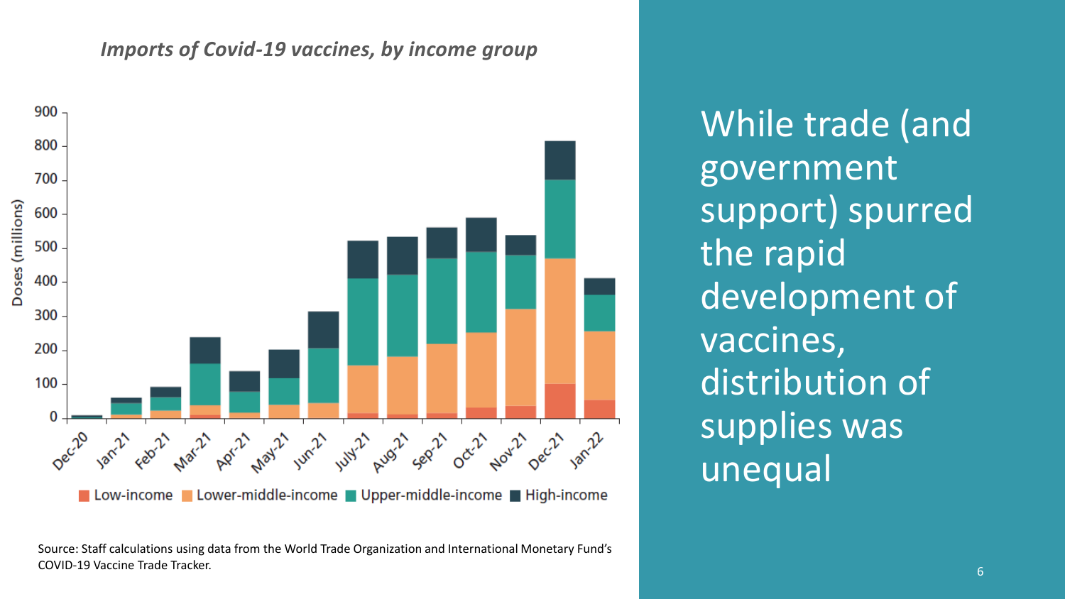*Imports of Covid-19 vaccines, by income group*

Source: Staff calculations using data from the World Trade Organization and International Monetary Fund's COVID-19 Vaccine Trade Tracker.

While trade (and government support) spurred the rapid development of vaccines, distribution of supplies was unequal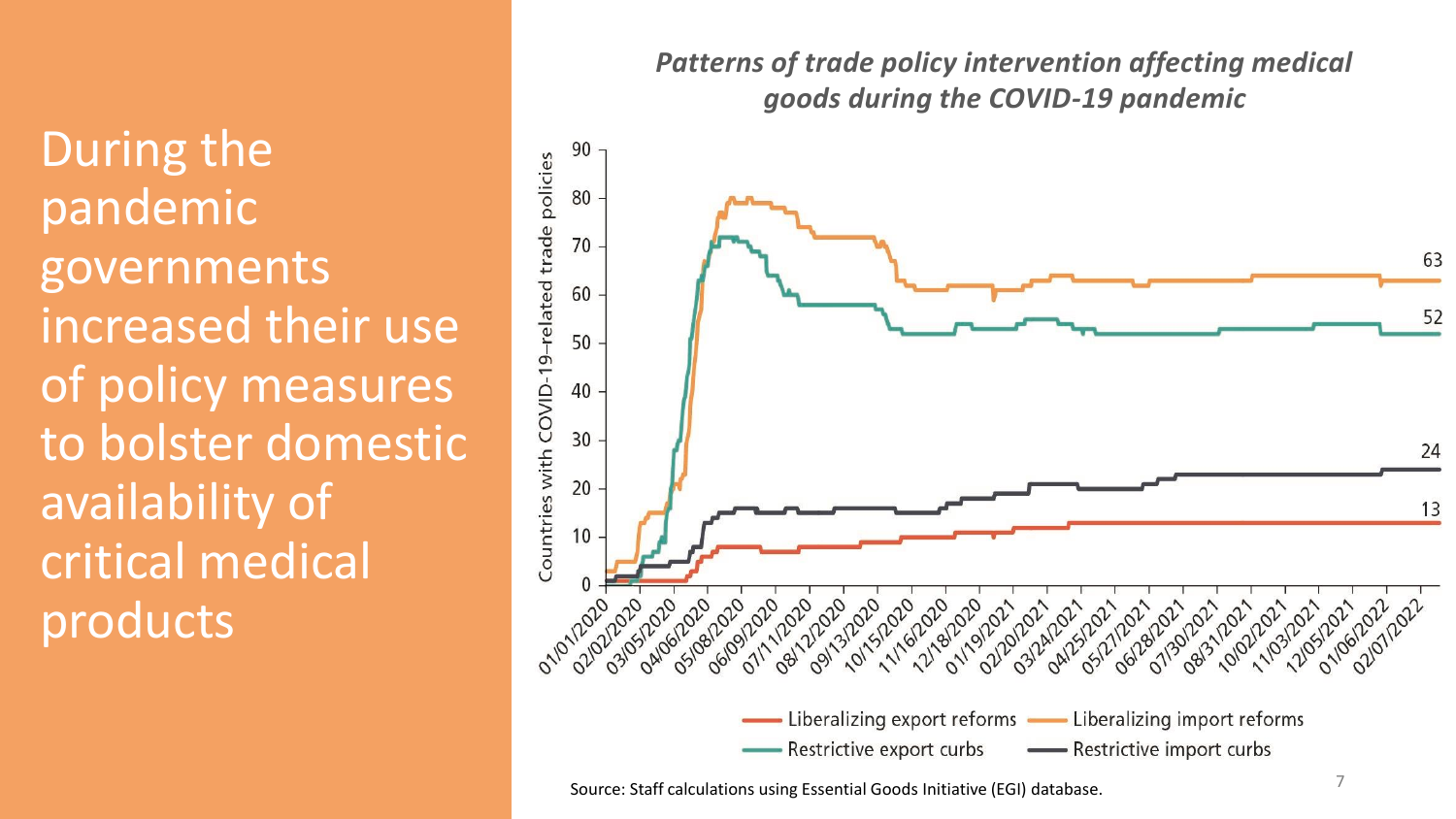# During the pandemic governments increased their use of policy measures to bolster domestic availability of critical medical products

***Patterns of trade policy intervention affecting medical goods during the COVID-19 pandemic***

Countries with COVID-19-related trade policies

| Series | Latest value |
|---|---|
| Liberalizing import reforms | 63 |
| Restrictive export curbs | 52 |
| Restrictive import curbs | 24 |
| Liberalizing export reforms | 13 |

Source: Staff calculations using Essential Goods Initiative (EGI) database.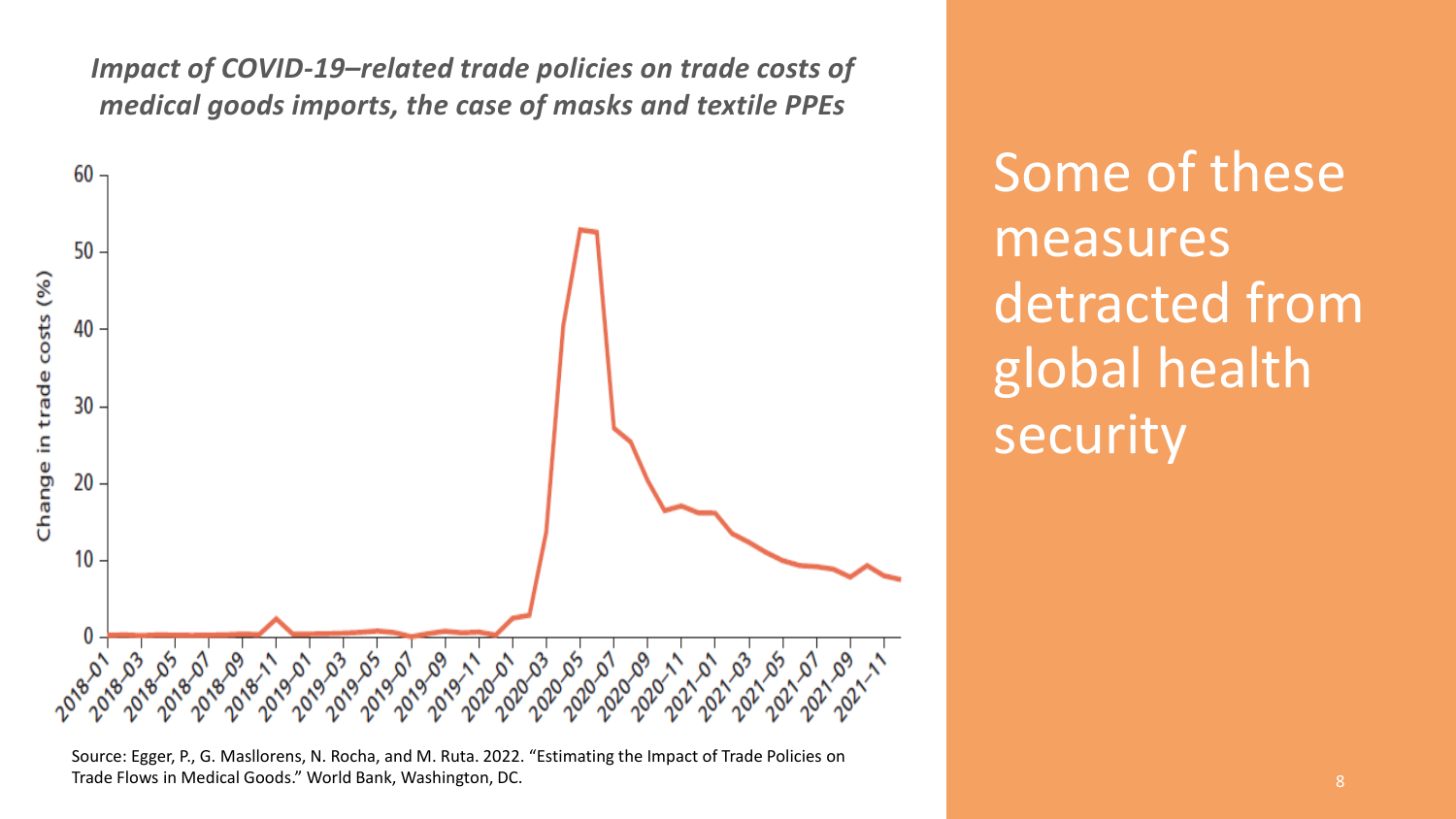*Impact of COVID-19–related trade policies on trade costs of medical goods imports, the case of masks and textile PPEs*

Source: Egger, P., G. Masllorens, N. Rocha, and M. Ruta. 2022. "Estimating the Impact of Trade Policies on Trade Flows in Medical Goods." World Bank, Washington, DC.

# Some of these measures detracted from global health security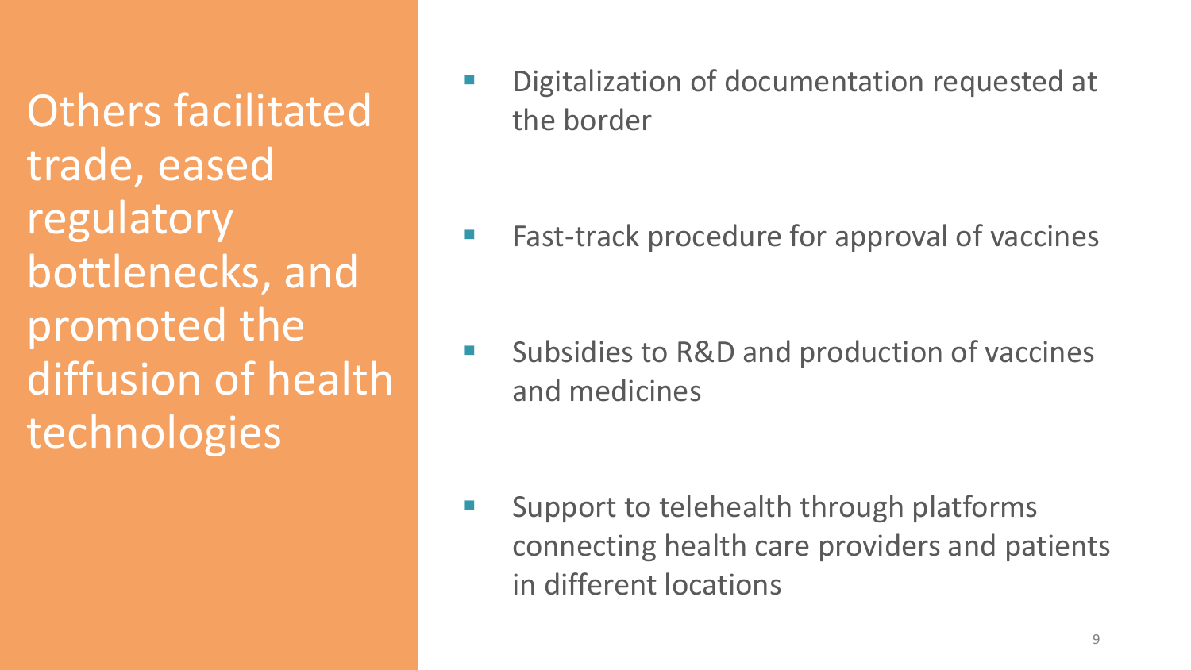# Others facilitated trade, eased regulatory bottlenecks, and promoted the diffusion of health technologies

- Digitalization of documentation requested at the border
- Fast-track procedure for approval of vaccines
- Subsidies to R&D and production of vaccines and medicines
- Support to telehealth through platforms connecting health care providers and patients in different locations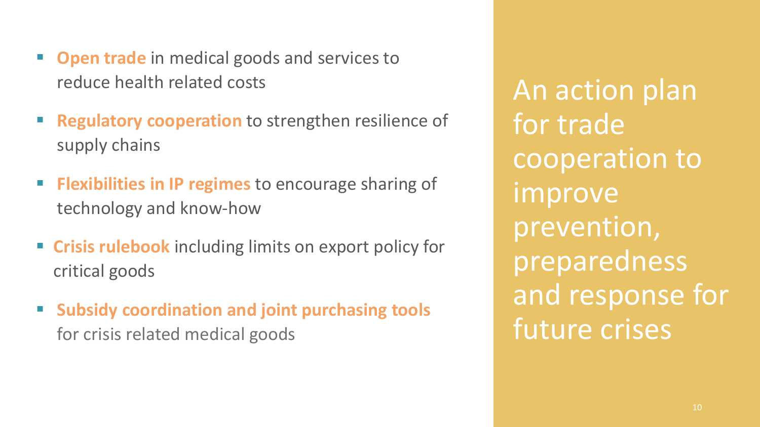## An action plan for trade cooperation to improve prevention, preparedness and response for future crises

- **Open trade** in medical goods and services to reduce health related costs
- **Regulatory cooperation** to strengthen resilience of supply chains
- **Flexibilities in IP regimes** to encourage sharing of technology and know-how
- **Crisis rulebook** including limits on export policy for critical goods
- **Subsidy coordination and joint purchasing tools** for crisis related medical goods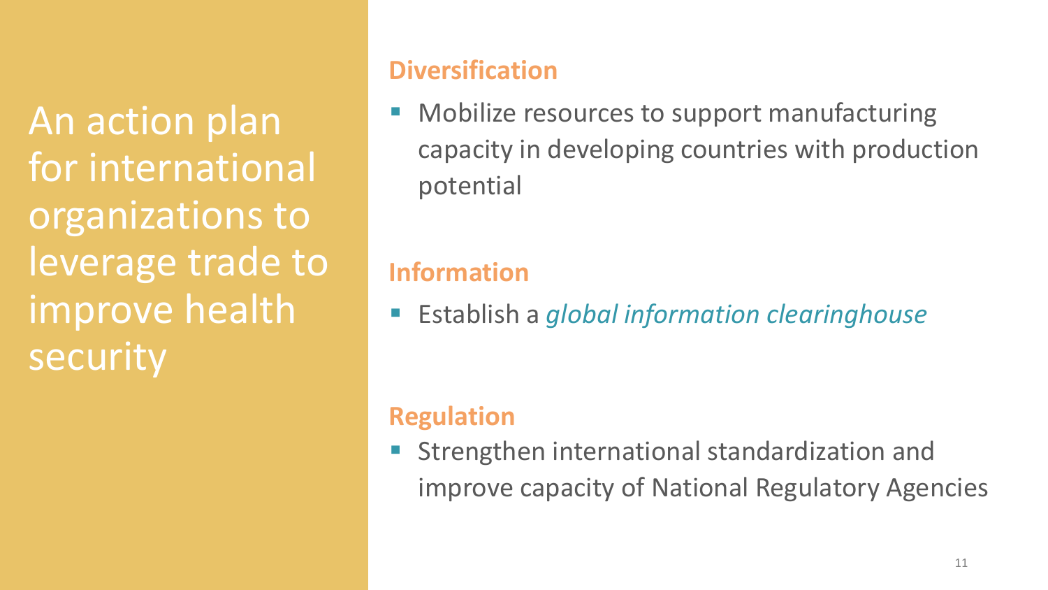# An action plan for international organizations to leverage trade to improve health security

## Diversification

- Mobilize resources to support manufacturing capacity in developing countries with production potential

## Information

- Establish a *global information clearinghouse*

## Regulation

- Strengthen international standardization and improve capacity of National Regulatory Agencies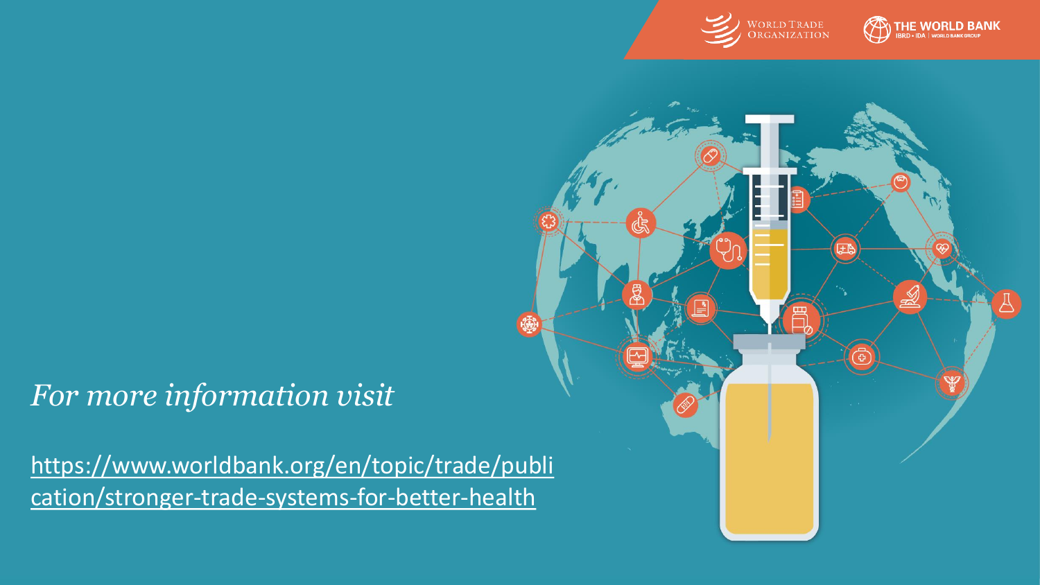*For more information visit*

https://www.worldbank.org/en/topic/trade/publication/stronger-trade-systems-for-better-health